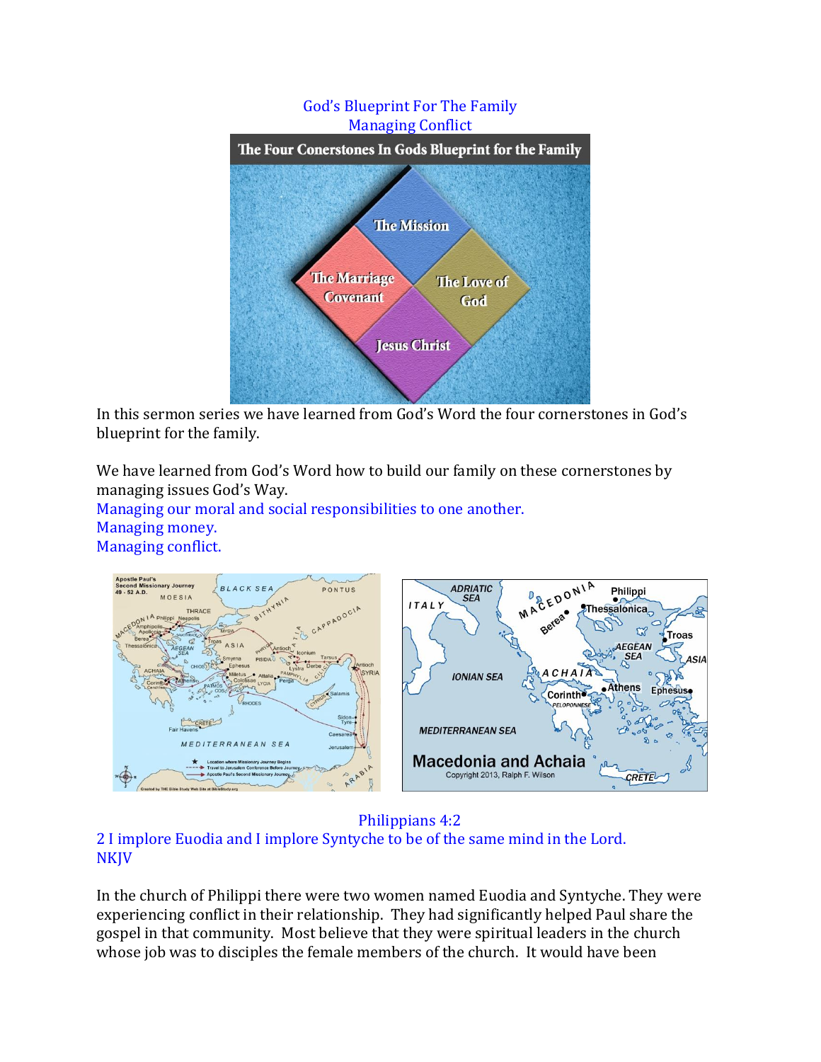God's Blueprint For The Family
Managing Conflict

In this sermon series we have learned from God's Word the four cornerstones in God's blueprint for the family.

We have learned from God's Word how to build our family on these cornerstones by managing issues God's Way.
Managing our moral and social responsibilities to one another.
Managing money.
Managing conflict.

Philippians 4:2
2 I implore Euodia and I implore Syntyche to be of the same mind in the Lord.
NKJV

In the church of Philippi there were two women named Euodia and Syntyche. They were experiencing conflict in their relationship. They had significantly helped Paul share the gospel in that community. Most believe that they were spiritual leaders in the church whose job was to disciples the female members of the church. It would have been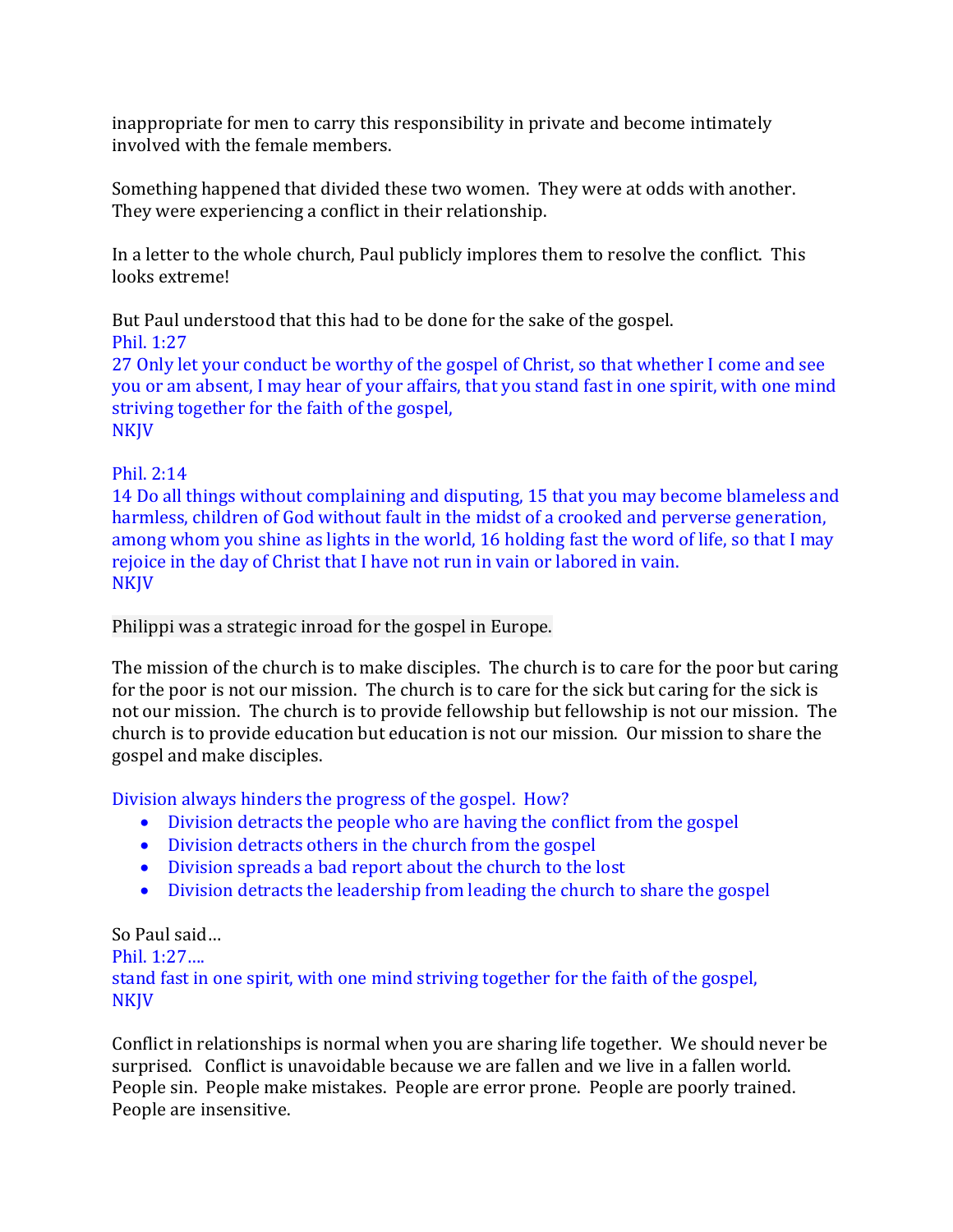inappropriate for men to carry this responsibility in private and become intimately involved with the female members.

Something happened that divided these two women. They were at odds with another. They were experiencing a conflict in their relationship.

In a letter to the whole church, Paul publicly implores them to resolve the conflict. This looks extreme!

But Paul understood that this had to be done for the sake of the gospel.
Phil. 1:27
27 Only let your conduct be worthy of the gospel of Christ, so that whether I come and see you or am absent, I may hear of your affairs, that you stand fast in one spirit, with one mind striving together for the faith of the gospel,
NKJV

Phil. 2:14
14 Do all things without complaining and disputing, 15 that you may become blameless and harmless, children of God without fault in the midst of a crooked and perverse generation, among whom you shine as lights in the world, 16 holding fast the word of life, so that I may rejoice in the day of Christ that I have not run in vain or labored in vain.
NKJV

Philippi was a strategic inroad for the gospel in Europe.

The mission of the church is to make disciples. The church is to care for the poor but caring for the poor is not our mission. The church is to care for the sick but caring for the sick is not our mission. The church is to provide fellowship but fellowship is not our mission. The church is to provide education but education is not our mission. Our mission to share the gospel and make disciples.

Division always hinders the progress of the gospel. How?

- Division detracts the people who are having the conflict from the gospel
- Division detracts others in the church from the gospel
- Division spreads a bad report about the church to the lost
- Division detracts the leadership from leading the church to share the gospel

So Paul said…
Phil. 1:27….
stand fast in one spirit, with one mind striving together for the faith of the gospel,
NKJV

Conflict in relationships is normal when you are sharing life together. We should never be surprised. Conflict is unavoidable because we are fallen and we live in a fallen world. People sin. People make mistakes. People are error prone. People are poorly trained. People are insensitive.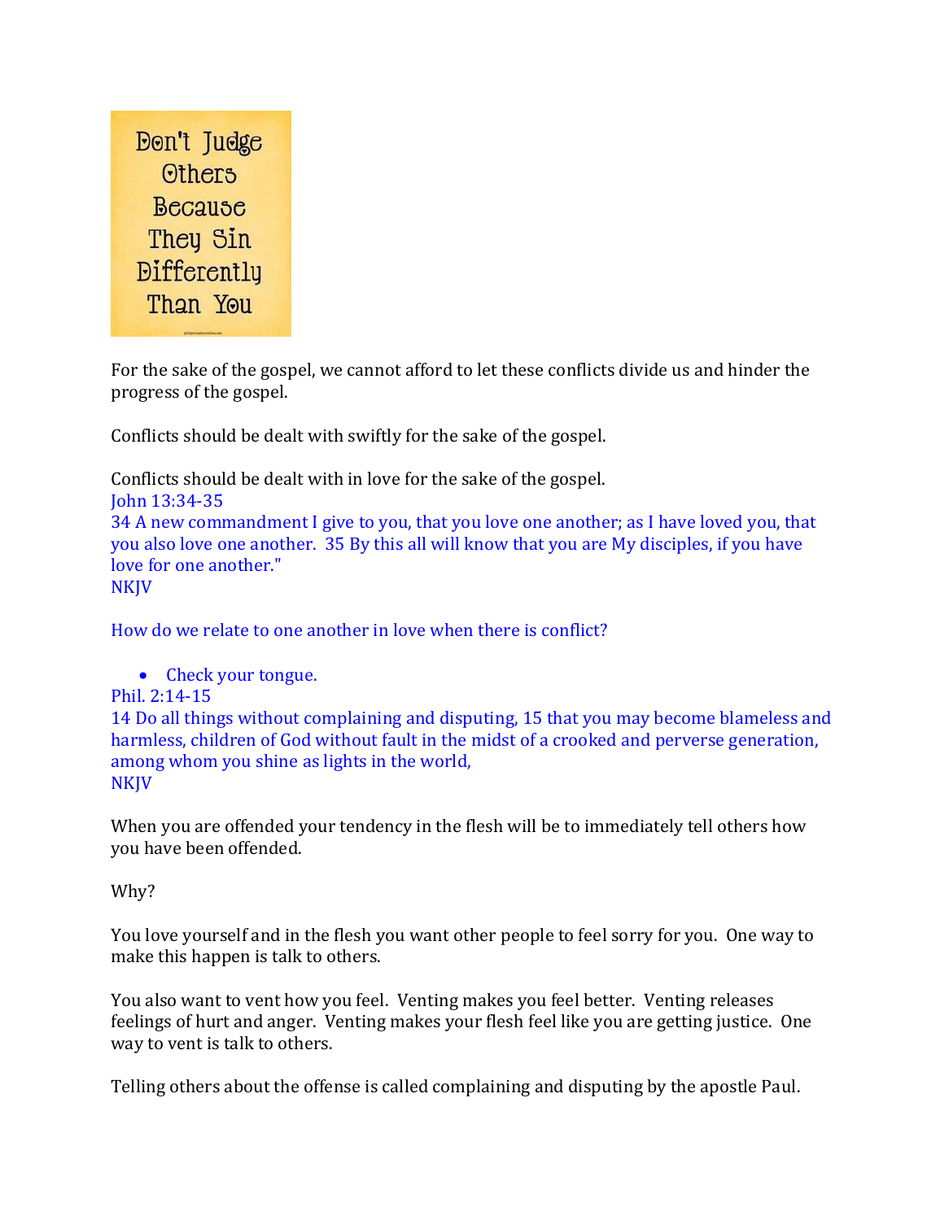Don't Judge Others Because They Sin Differently Than You

For the sake of the gospel, we cannot afford to let these conflicts divide us and hinder the progress of the gospel.

Conflicts should be dealt with swiftly for the sake of the gospel.

Conflicts should be dealt with in love for the sake of the gospel.

John 13:34-35

34 A new commandment I give to you, that you love one another; as I have loved you, that you also love one another. 35 By this all will know that you are My disciples, if you have love for one another."

NKJV

How do we relate to one another in love when there is conflict?

- Check your tongue.

Phil. 2:14-15

14 Do all things without complaining and disputing, 15 that you may become blameless and harmless, children of God without fault in the midst of a crooked and perverse generation, among whom you shine as lights in the world,

NKJV

When you are offended your tendency in the flesh will be to immediately tell others how you have been offended.

Why?

You love yourself and in the flesh you want other people to feel sorry for you. One way to make this happen is talk to others.

You also want to vent how you feel. Venting makes you feel better. Venting releases feelings of hurt and anger. Venting makes your flesh feel like you are getting justice. One way to vent is talk to others.

Telling others about the offense is called complaining and disputing by the apostle Paul.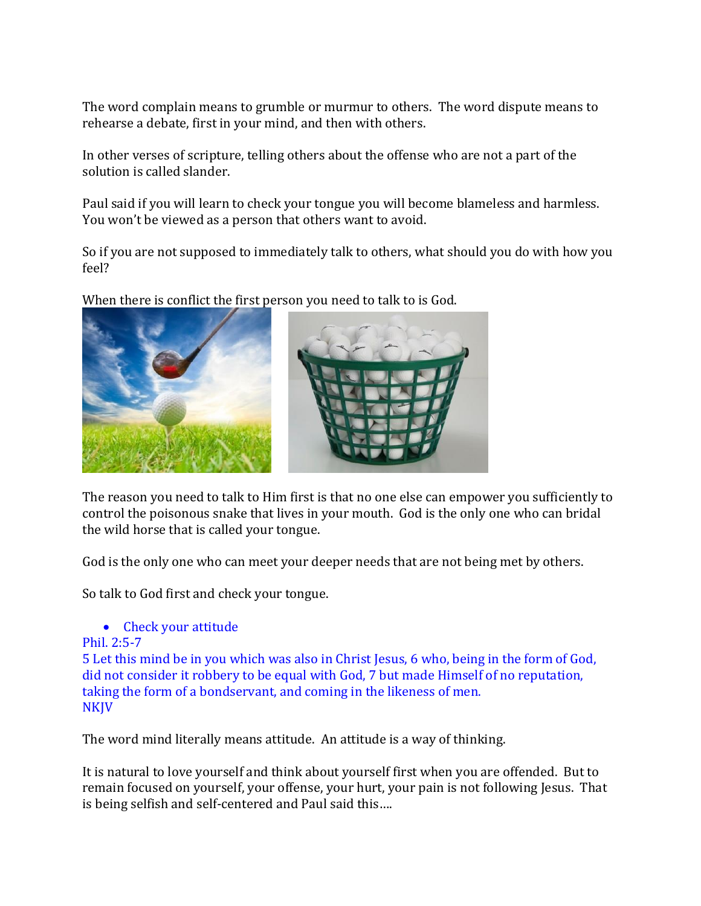The word complain means to grumble or murmur to others. The word dispute means to rehearse a debate, first in your mind, and then with others.

In other verses of scripture, telling others about the offense who are not a part of the solution is called slander.

Paul said if you will learn to check your tongue you will become blameless and harmless. You won't be viewed as a person that others want to avoid.

So if you are not supposed to immediately talk to others, what should you do with how you feel?

When there is conflict the first person you need to talk to is God.

The reason you need to talk to Him first is that no one else can empower you sufficiently to control the poisonous snake that lives in your mouth. God is the only one who can bridal the wild horse that is called your tongue.

God is the only one who can meet your deeper needs that are not being met by others.

So talk to God first and check your tongue.

- Check your attitude

Phil. 2:5-7
5 Let this mind be in you which was also in Christ Jesus, 6 who, being in the form of God, did not consider it robbery to be equal with God, 7 but made Himself of no reputation, taking the form of a bondservant, and coming in the likeness of men.
NKJV

The word mind literally means attitude. An attitude is a way of thinking.

It is natural to love yourself and think about yourself first when you are offended. But to remain focused on yourself, your offense, your hurt, your pain is not following Jesus. That is being selfish and self-centered and Paul said this….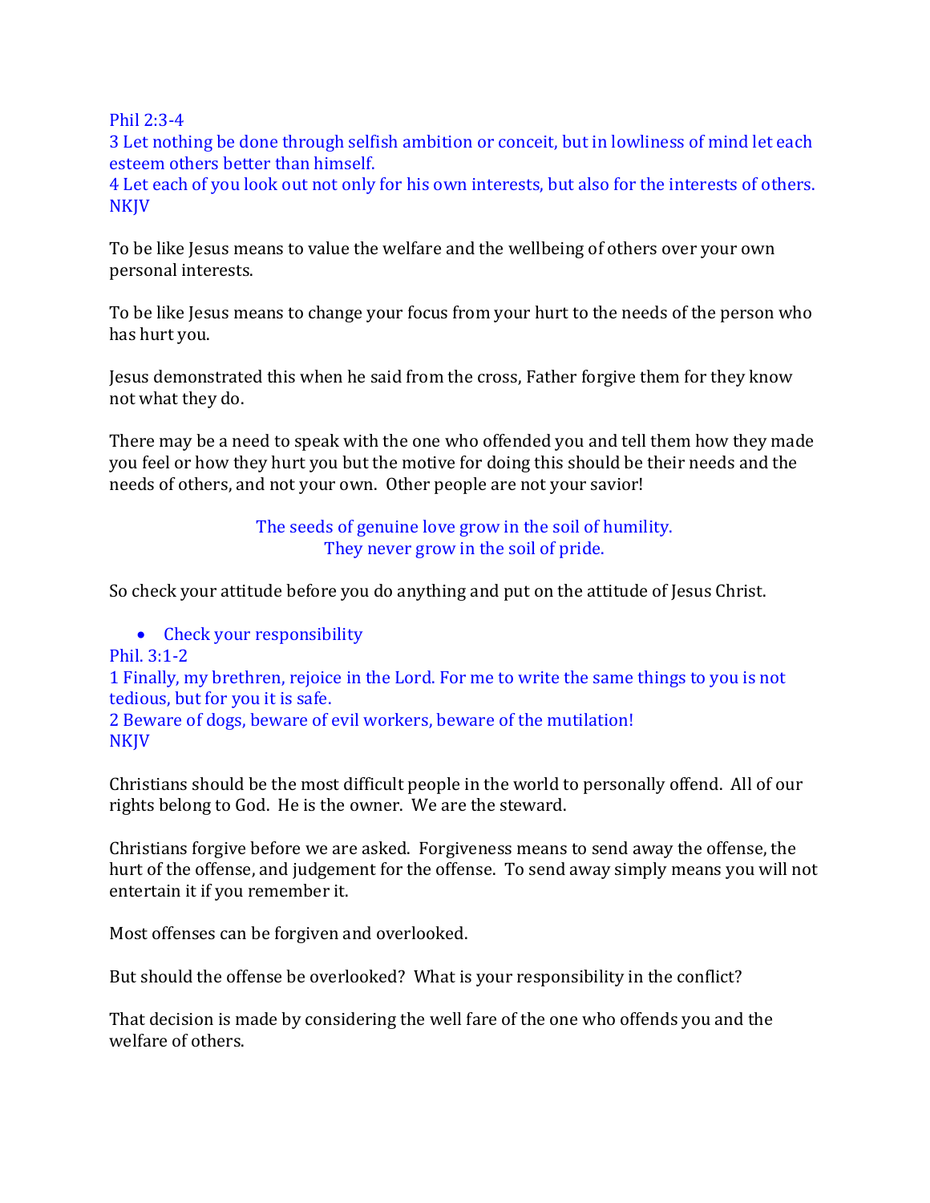Phil 2:3-4
3 Let nothing be done through selfish ambition or conceit, but in lowliness of mind let each esteem others better than himself.
4 Let each of you look out not only for his own interests, but also for the interests of others.
NKJV

To be like Jesus means to value the welfare and the wellbeing of others over your own personal interests.

To be like Jesus means to change your focus from your hurt to the needs of the person who has hurt you.

Jesus demonstrated this when he said from the cross, Father forgive them for they know not what they do.

There may be a need to speak with the one who offended you and tell them how they made you feel or how they hurt you but the motive for doing this should be their needs and the needs of others, and not your own. Other people are not your savior!

The seeds of genuine love grow in the soil of humility.
They never grow in the soil of pride.

So check your attitude before you do anything and put on the attitude of Jesus Christ.

- Check your responsibility

Phil. 3:1-2
1 Finally, my brethren, rejoice in the Lord. For me to write the same things to you is not tedious, but for you it is safe.
2 Beware of dogs, beware of evil workers, beware of the mutilation!
NKJV

Christians should be the most difficult people in the world to personally offend. All of our rights belong to God. He is the owner. We are the steward.

Christians forgive before we are asked. Forgiveness means to send away the offense, the hurt of the offense, and judgement for the offense. To send away simply means you will not entertain it if you remember it.

Most offenses can be forgiven and overlooked.

But should the offense be overlooked? What is your responsibility in the conflict?

That decision is made by considering the well fare of the one who offends you and the welfare of others.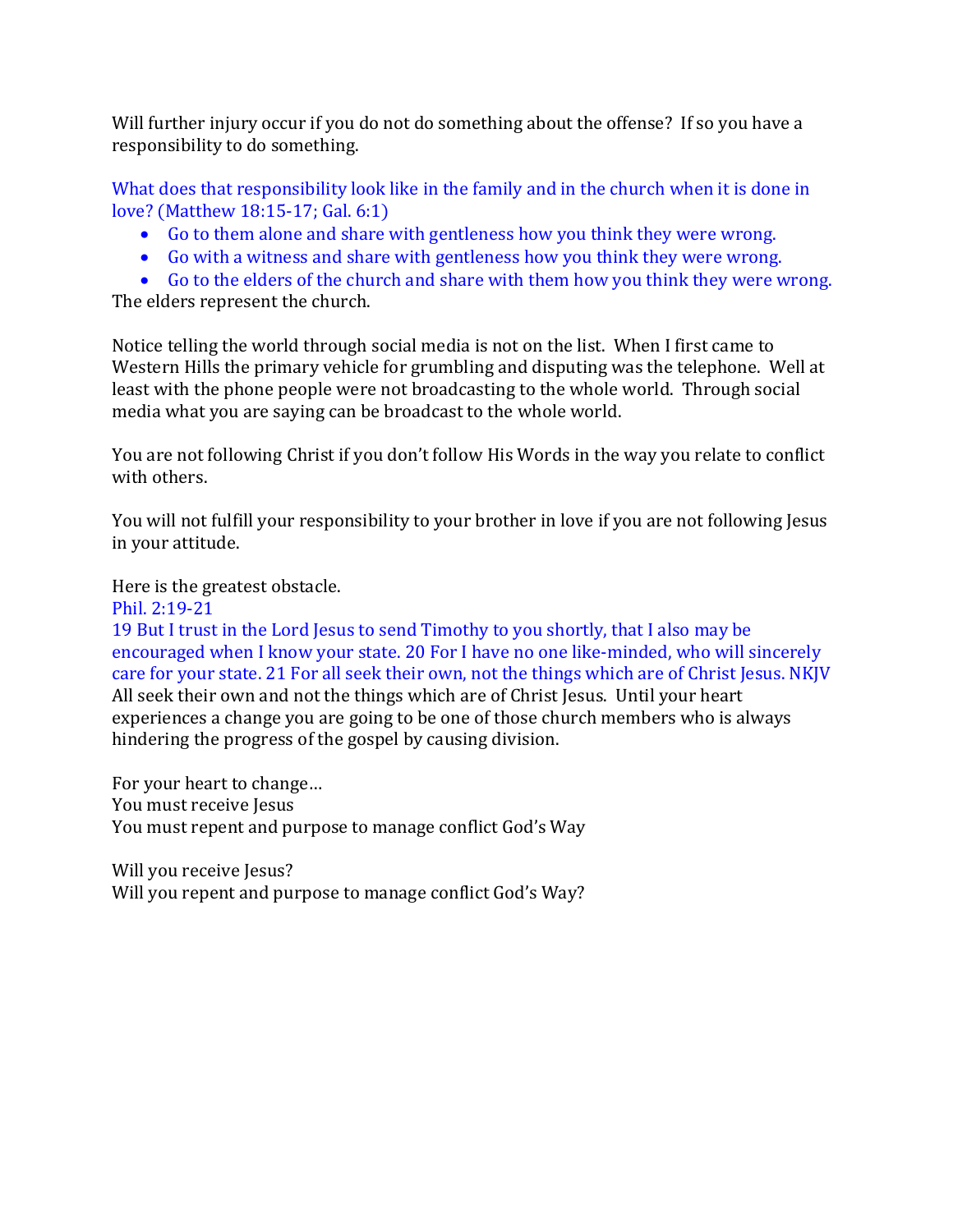Will further injury occur if you do not do something about the offense? If so you have a responsibility to do something.

What does that responsibility look like in the family and in the church when it is done in love? (Matthew 18:15-17; Gal. 6:1)

- Go to them alone and share with gentleness how you think they were wrong.
- Go with a witness and share with gentleness how you think they were wrong.
- Go to the elders of the church and share with them how you think they were wrong.

The elders represent the church.

Notice telling the world through social media is not on the list. When I first came to Western Hills the primary vehicle for grumbling and disputing was the telephone. Well at least with the phone people were not broadcasting to the whole world. Through social media what you are saying can be broadcast to the whole world.

You are not following Christ if you don't follow His Words in the way you relate to conflict with others.

You will not fulfill your responsibility to your brother in love if you are not following Jesus in your attitude.

Here is the greatest obstacle.

Phil. 2:19-21

19 But I trust in the Lord Jesus to send Timothy to you shortly, that I also may be encouraged when I know your state. 20 For I have no one like-minded, who will sincerely care for your state. 21 For all seek their own, not the things which are of Christ Jesus. NKJV

All seek their own and not the things which are of Christ Jesus. Until your heart experiences a change you are going to be one of those church members who is always hindering the progress of the gospel by causing division.

For your heart to change…
You must receive Jesus
You must repent and purpose to manage conflict God's Way

Will you receive Jesus?
Will you repent and purpose to manage conflict God's Way?